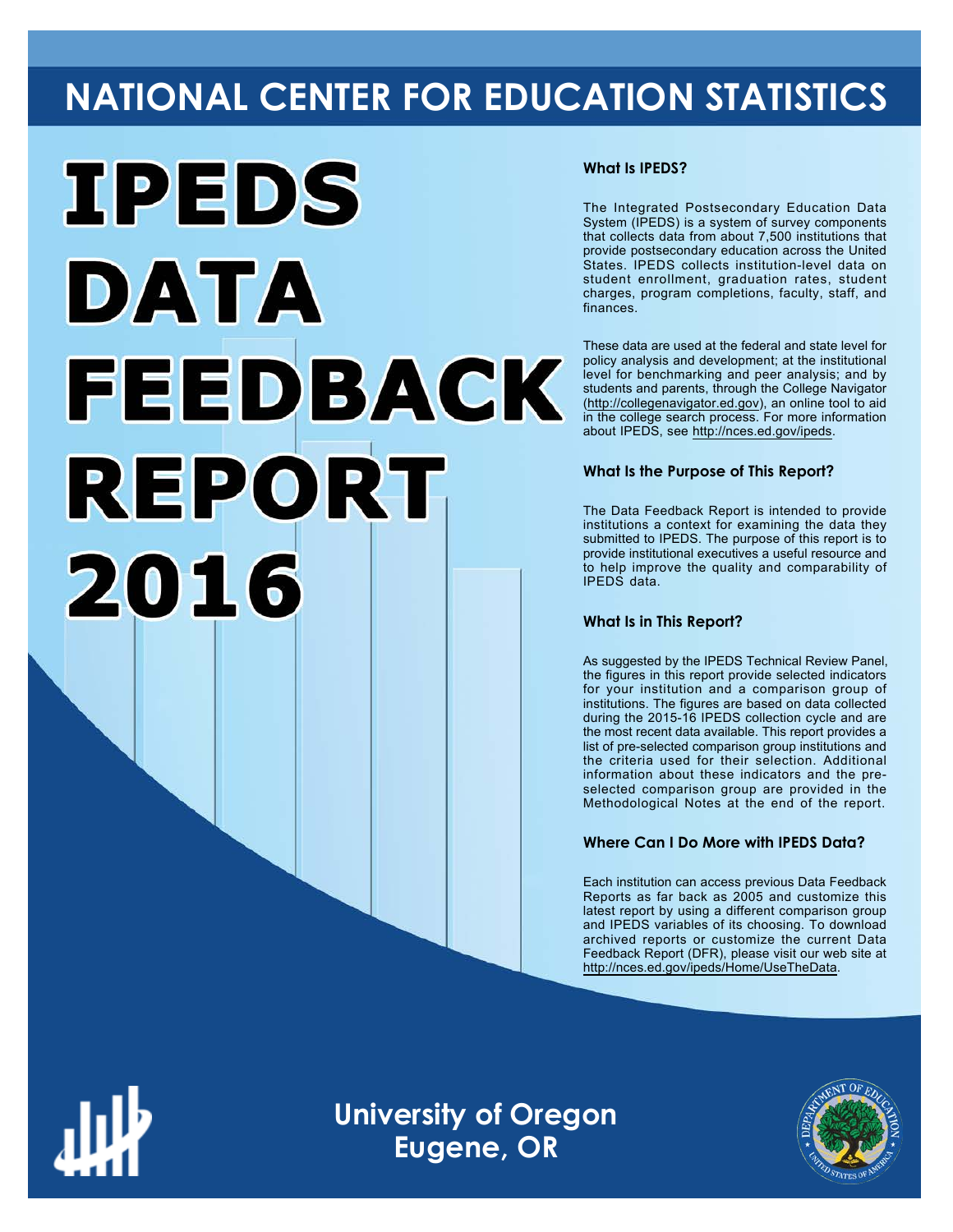# NATIONAL CENTER FOR EDUCATION STATISTICS

# IPEDS DATA FEEDBACK REPORT 2016

### What Is IPEDS?

The Integrated Postsecondary Education Data System (IPEDS) is a system of survey components that collects data from about 7,500 institutions that provide postsecondary education across the United States. IPEDS collects institution-level data on student enrollment, graduation rates, student charges, program completions, faculty, staff, and finances.

These data are used at the federal and state level for policy analysis and development; at the institutional level for benchmarking and peer analysis; and by students and parents, through the College Navigator (http://collegenavigator.ed.gov), an online tool to aid in the college search process. For more information about IPEDS, see http://nces.ed.gov/ipeds.

### What Is the Purpose of This Report?

The Data Feedback Report is intended to provide institutions a context for examining the data they submitted to IPEDS. The purpose of this report is to provide institutional executives a useful resource and to help improve the quality and comparability of IPEDS data.

### What Is in This Report?

As suggested by the IPEDS Technical Review Panel, the figures in this report provide selected indicators for your institution and a comparison group of institutions. The figures are based on data collected during the 2015-16 IPEDS collection cycle and are the most recent data available. This report provides a list of pre-selected comparison group institutions and the criteria used for their selection. Additional information about these indicators and the pre-selected comparison group are provided in the Methodological Notes at the end of the report.

### Where Can I Do More with IPEDS Data?

Each institution can access previous Data Feedback Reports as far back as 2005 and customize this latest report by using a different comparison group and IPEDS variables of its choosing. To download archived reports or customize the current Data Feedback Report (DFR), please visit our web site at http://nces.ed.gov/ipeds/Home/UseTheData.

## University of Oregon
## Eugene, OR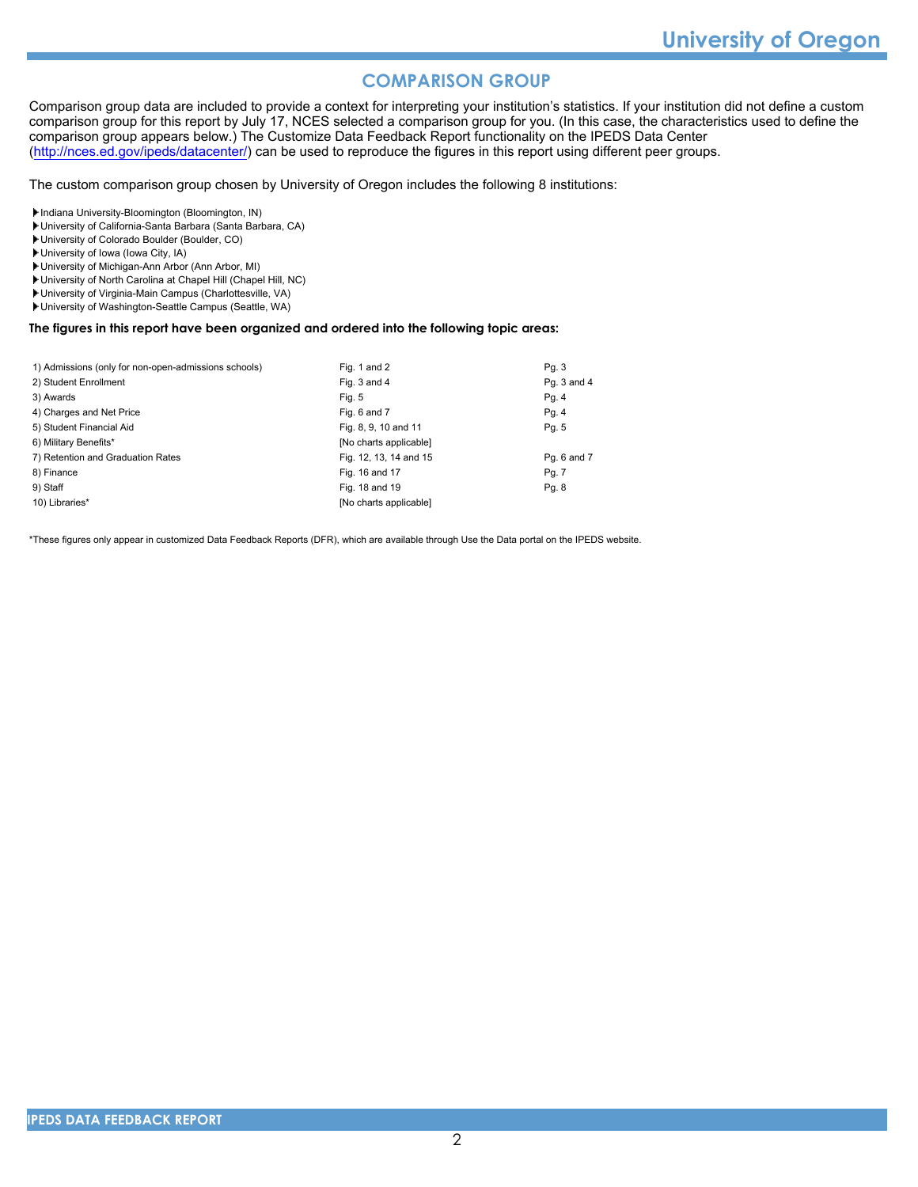## COMPARISON GROUP

Comparison group data are included to provide a context for interpreting your institution's statistics. If your institution did not define a custom comparison group for this report by July 17, NCES selected a comparison group for you. (In this case, the characteristics used to define the comparison group appears below.) The Customize Data Feedback Report functionality on the IPEDS Data Center (http://nces.ed.gov/ipeds/datacenter/) can be used to reproduce the figures in this report using different peer groups.

The custom comparison group chosen by University of Oregon includes the following 8 institutions:

- Indiana University-Bloomington (Bloomington, IN)
- University of California-Santa Barbara (Santa Barbara, CA)
- University of Colorado Boulder (Boulder, CO)
- University of Iowa (Iowa City, IA)
- University of Michigan-Ann Arbor (Ann Arbor, MI)
- University of North Carolina at Chapel Hill (Chapel Hill, NC)
- University of Virginia-Main Campus (Charlottesville, VA)
- University of Washington-Seattle Campus (Seattle, WA)

**The figures in this report have been organized and ordered into the following topic areas:**

| | | |
|---|---|---|
| 1) Admissions (only for non-open-admissions schools) | Fig. 1 and 2 | Pg. 3 |
| 2) Student Enrollment | Fig. 3 and 4 | Pg. 3 and 4 |
| 3) Awards | Fig. 5 | Pg. 4 |
| 4) Charges and Net Price | Fig. 6 and 7 | Pg. 4 |
| 5) Student Financial Aid | Fig. 8, 9, 10 and 11 | Pg. 5 |
| 6) Military Benefits* | [No charts applicable] | |
| 7) Retention and Graduation Rates | Fig. 12, 13, 14 and 15 | Pg. 6 and 7 |
| 8) Finance | Fig. 16 and 17 | Pg. 7 |
| 9) Staff | Fig. 18 and 19 | Pg. 8 |
| 10) Libraries* | [No charts applicable] | |

*These figures only appear in customized Data Feedback Reports (DFR), which are available through Use the Data portal on the IPEDS website.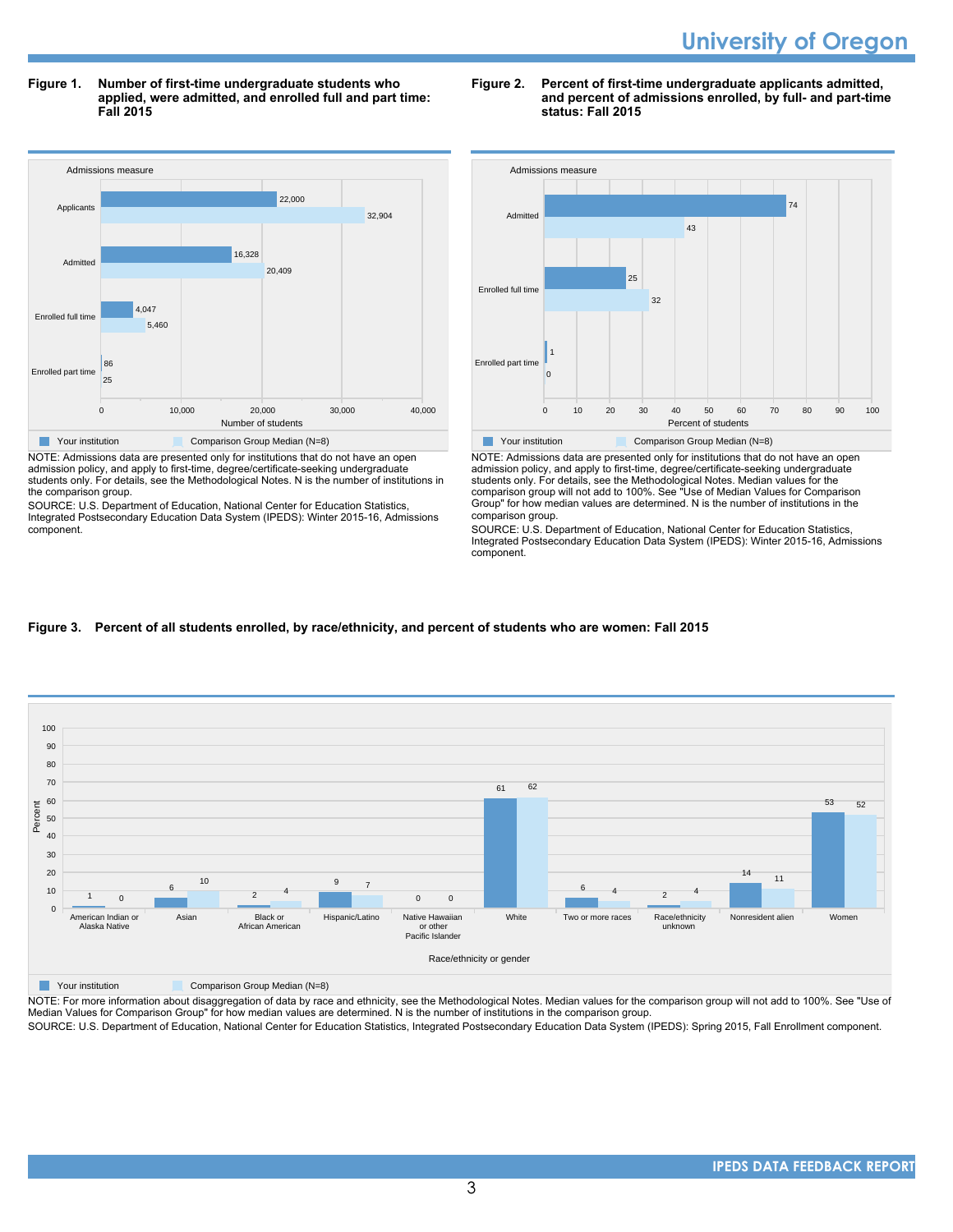**Figure 1. Number of first-time undergraduate students who applied, were admitted, and enrolled full and part time: Fall 2015**

| Admissions measure | Your institution | Comparison Group Median (N=8) |
|---|---|---|
| Applicants | 22,000 | 32,904 |
| Admitted | 16,328 | 20,409 |
| Enrolled full time | 4,047 | 5,460 |
| Enrolled part time | 86 | 25 |

NOTE: Admissions data are presented only for institutions that do not have an open admission policy, and apply to first-time, degree/certificate-seeking undergraduate students only. For details, see the Methodological Notes. N is the number of institutions in the comparison group.

SOURCE: U.S. Department of Education, National Center for Education Statistics, Integrated Postsecondary Education Data System (IPEDS): Winter 2015-16, Admissions component.

**Figure 2. Percent of first-time undergraduate applicants admitted, and percent of admissions enrolled, by full- and part-time status: Fall 2015**

| Admissions measure | Your institution | Comparison Group Median (N=8) |
|---|---|---|
| Admitted | 74 | 43 |
| Enrolled full time | 25 | 32 |
| Enrolled part time | 1 | 0 |

NOTE: Admissions data are presented only for institutions that do not have an open admission policy, and apply to first-time, degree/certificate-seeking undergraduate students only. For details, see the Methodological Notes. Median values for the comparison group will not add to 100%. See "Use of Median Values for Comparison Group" for how median values are determined. N is the number of institutions in the comparison group.

SOURCE: U.S. Department of Education, National Center for Education Statistics, Integrated Postsecondary Education Data System (IPEDS): Winter 2015-16, Admissions component.

**Figure 3. Percent of all students enrolled, by race/ethnicity, and percent of students who are women: Fall 2015**

| Race/ethnicity or gender | Your institution | Comparison Group Median (N=8) |
|---|---|---|
| American Indian or Alaska Native | 1 | 0 |
| Asian | 6 | 10 |
| Black or African American | 2 | 4 |
| Hispanic/Latino | 9 | 7 |
| Native Hawaiian or other Pacific Islander | 0 | 0 |
| White | 61 | 62 |
| Two or more races | 6 | 4 |
| Race/ethnicity unknown | 2 | 4 |
| Nonresident alien | 14 | 11 |
| Women | 53 | 52 |

NOTE: For more information about disaggregation of data by race and ethnicity, see the Methodological Notes. Median values for the comparison group will not add to 100%. See "Use of Median Values for Comparison Group" for how median values are determined. N is the number of institutions in the comparison group.

SOURCE: U.S. Department of Education, National Center for Education Statistics, Integrated Postsecondary Education Data System (IPEDS): Spring 2015, Fall Enrollment component.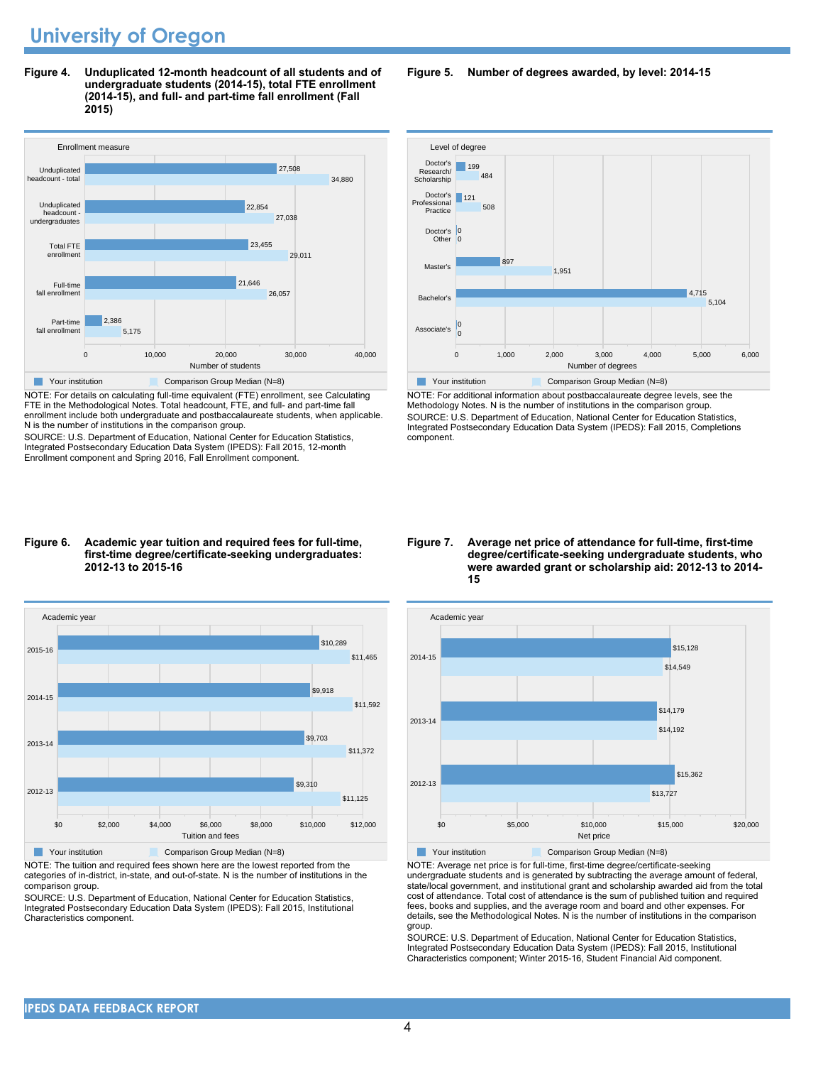# University of Oregon

**Figure 4. Unduplicated 12-month headcount of all students and of undergraduate students (2014-15), total FTE enrollment (2014-15), and full- and part-time fall enrollment (Fall 2015)**

| Enrollment measure | Your institution | Comparison Group Median (N=8) |
|---|---|---|
| Unduplicated headcount - total | 27,508 | 34,880 |
| Unduplicated headcount - undergraduates | 22,854 | 27,038 |
| Total FTE enrollment | 23,455 | 29,011 |
| Full-time fall enrollment | 21,646 | 26,057 |
| Part-time fall enrollment | 2,386 | 5,175 |

NOTE: For details on calculating full-time equivalent (FTE) enrollment, see Calculating FTE in the Methodological Notes. Total headcount, FTE, and full- and part-time fall enrollment include both undergraduate and postbaccalaureate students, when applicable. N is the number of institutions in the comparison group.

SOURCE: U.S. Department of Education, National Center for Education Statistics, Integrated Postsecondary Education Data System (IPEDS): Fall 2015, 12-month Enrollment component and Spring 2016, Fall Enrollment component.

**Figure 5. Number of degrees awarded, by level: 2014-15**

| Level of degree | Your institution | Comparison Group Median (N=8) |
|---|---|---|
| Doctor's Research/ Scholarship | 199 | 484 |
| Doctor's Professional Practice | 121 | 508 |
| Doctor's Other | 0 | 0 |
| Master's | 897 | 1,951 |
| Bachelor's | 4,715 | 5,104 |
| Associate's | 0 | 0 |

NOTE: For additional information about postbaccalaureate degree levels, see the Methodology Notes. N is the number of institutions in the comparison group.

SOURCE: U.S. Department of Education, National Center for Education Statistics, Integrated Postsecondary Education Data System (IPEDS): Fall 2015, Completions component.

**Figure 6. Academic year tuition and required fees for full-time, first-time degree/certificate-seeking undergraduates: 2012-13 to 2015-16**

| Academic year | Your institution | Comparison Group Median (N=8) |
|---|---|---|
| 2015-16 | $10,289 | $11,465 |
| 2014-15 | $9,918 | $11,592 |
| 2013-14 | $9,703 | $11,372 |
| 2012-13 | $9,310 | $11,125 |

NOTE: The tuition and required fees shown here are the lowest reported from the categories of in-district, in-state, and out-of-state. N is the number of institutions in the comparison group.

SOURCE: U.S. Department of Education, National Center for Education Statistics, Integrated Postsecondary Education Data System (IPEDS): Fall 2015, Institutional Characteristics component.

**Figure 7. Average net price of attendance for full-time, first-time degree/certificate-seeking undergraduate students, who were awarded grant or scholarship aid: 2012-13 to 2014-15**

| Academic year | Your institution | Comparison Group Median (N=8) |
|---|---|---|
| 2014-15 | $15,128 | $14,549 |
| 2013-14 | $14,179 | $14,192 |
| 2012-13 | $15,362 | $13,727 |

NOTE: Average net price is for full-time, first-time degree/certificate-seeking undergraduate students and is generated by subtracting the average amount of federal, state/local government, and institutional grant and scholarship awarded aid from the total cost of attendance. Total cost of attendance is the sum of published tuition and required fees, books and supplies, and the average room and board and other expenses. For details, see the Methodological Notes. N is the number of institutions in the comparison group.

SOURCE: U.S. Department of Education, National Center for Education Statistics, Integrated Postsecondary Education Data System (IPEDS): Fall 2015, Institutional Characteristics component; Winter 2015-16, Student Financial Aid component.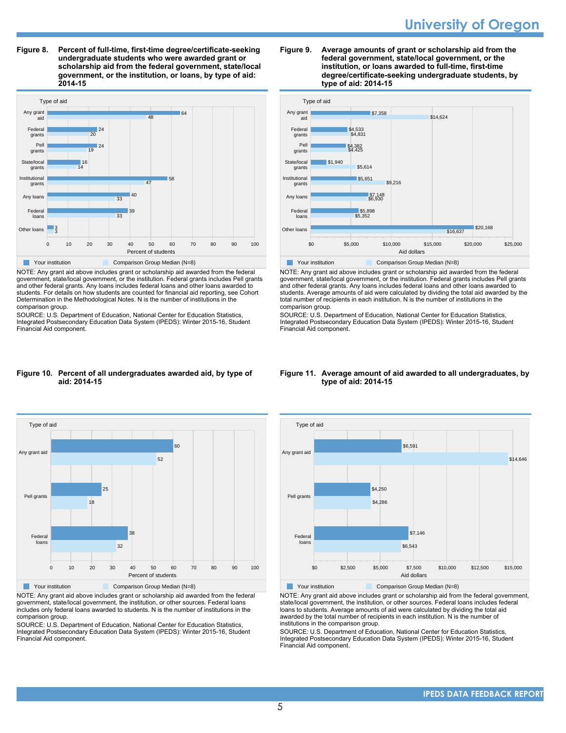**Figure 8. Percent of full-time, first-time degree/certificate-seeking undergraduate students who were awarded grant or scholarship aid from the federal government, state/local government, or the institution, or loans, by type of aid: 2014-15**

| Type of aid | Your institution | Comparison Group Median (N=8) |
|---|---|---|
| Any grant aid | 64 | 48 |
| Federal grants | 24 | 20 |
| Pell grants | 24 | 19 |
| State/local grants | 16 | 14 |
| Institutional grants | 58 | 47 |
| Any loans | 40 | 33 |
| Federal loans | 39 | 33 |
| Other loans | 3 | 3 |

Percent of students

NOTE: Any grant aid above includes grant or scholarship aid awarded from the federal government, state/local government, or the institution. Federal grants includes Pell grants and other federal grants. Any loans includes federal loans and other loans awarded to students. For details on how students are counted for financial aid reporting, see Cohort Determination in the Methodological Notes. N is the number of institutions in the comparison group.

SOURCE: U.S. Department of Education, National Center for Education Statistics, Integrated Postsecondary Education Data System (IPEDS): Winter 2015-16, Student Financial Aid component.

**Figure 9. Average amounts of grant or scholarship aid from the federal government, state/local government, or the institution, or loans awarded to full-time, first-time degree/certificate-seeking undergraduate students, by type of aid: 2014-15**

| Type of aid | Your institution | Comparison Group Median (N=8) |
|---|---|---|
| Any grant aid | $7,358 | $14,624 |
| Federal grants | $4,533 | $4,831 |
| Pell grants | $4,382 | $4,425 |
| State/local grants | $1,940 | $5,614 |
| Institutional grants | $5,651 | $9,216 |
| Any loans | $7,148 | $6,930 |
| Federal loans | $5,898 | $5,352 |
| Other loans | $20,168 | $16,637 |

Aid dollars

NOTE: Any grant aid above includes grant or scholarship aid awarded from the federal government, state/local government, or the institution. Federal grants includes Pell grants and other federal grants. Any loans includes federal loans and other loans awarded to students. Average amounts of aid were calculated by dividing the total aid awarded by the total number of recipients in each institution. N is the number of institutions in the comparison group.

SOURCE: U.S. Department of Education, National Center for Education Statistics, Integrated Postsecondary Education Data System (IPEDS): Winter 2015-16, Student Financial Aid component.

**Figure 10. Percent of all undergraduates awarded aid, by type of aid: 2014-15**

| Type of aid | Your institution | Comparison Group Median (N=8) |
|---|---|---|
| Any grant aid | 60 | 52 |
| Pell grants | 25 | 18 |
| Federal loans | 38 | 32 |

Percent of students

NOTE: Any grant aid above includes grant or scholarship aid awarded from the federal government, state/local government, the institution, or other sources. Federal loans includes only federal loans awarded to students. N is the number of institutions in the comparison group.

SOURCE: U.S. Department of Education, National Center for Education Statistics, Integrated Postsecondary Education Data System (IPEDS): Winter 2015-16, Student Financial Aid component.

**Figure 11. Average amount of aid awarded to all undergraduates, by type of aid: 2014-15**

| Type of aid | Your institution | Comparison Group Median (N=8) |
|---|---|---|
| Any grant aid | $6,591 | $14,646 |
| Pell grants | $4,250 | $4,286 |
| Federal loans | $7,146 | $6,543 |

Aid dollars

NOTE: Any grant aid above includes grant or scholarship aid from the federal government, state/local government, the institution, or other sources. Federal loans includes federal loans to students. Average amounts of aid were calculated by dividing the total aid awarded by the total number of recipients in each institution. N is the number of institutions in the comparison group.

SOURCE: U.S. Department of Education, National Center for Education Statistics, Integrated Postsecondary Education Data System (IPEDS): Winter 2015-16, Student Financial Aid component.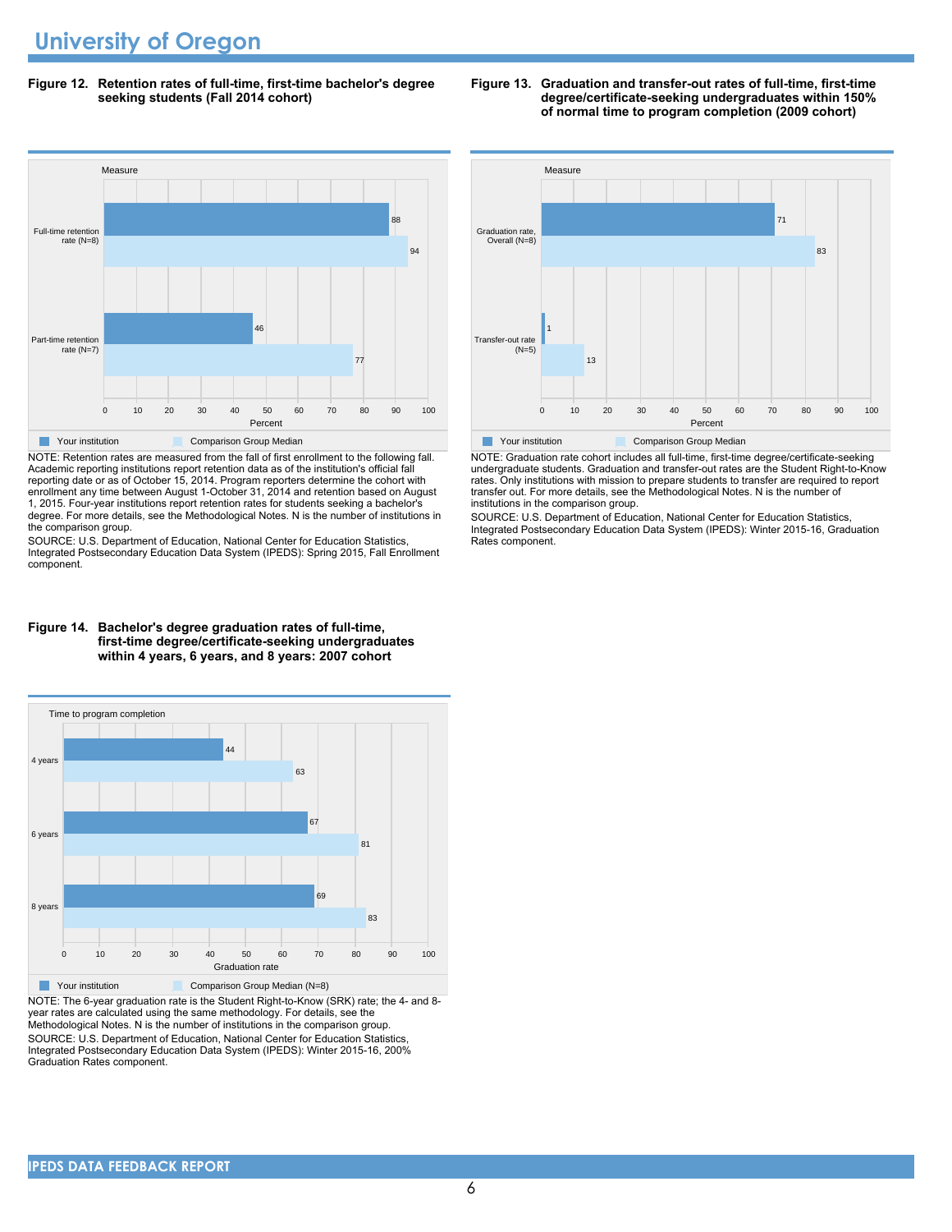# University of Oregon

**Figure 12. Retention rates of full-time, first-time bachelor's degree seeking students (Fall 2014 cohort)**

| Measure | Your institution | Comparison Group Median |
|---|---|---|
| Full-time retention rate (N=8) | 88 | 94 |
| Part-time retention rate (N=7) | 46 | 77 |

NOTE: Retention rates are measured from the fall of first enrollment to the following fall. Academic reporting institutions report retention data as of the institution's official fall reporting date or as of October 15, 2014. Program reporters determine the cohort with enrollment any time between August 1-October 31, 2014 and retention based on August 1, 2015. Four-year institutions report retention rates for students seeking a bachelor's degree. For more details, see the Methodological Notes. N is the number of institutions in the comparison group.

SOURCE: U.S. Department of Education, National Center for Education Statistics, Integrated Postsecondary Education Data System (IPEDS): Spring 2015, Fall Enrollment component.

**Figure 13. Graduation and transfer-out rates of full-time, first-time degree/certificate-seeking undergraduates within 150% of normal time to program completion (2009 cohort)**

| Measure | Your institution | Comparison Group Median |
|---|---|---|
| Graduation rate, Overall (N=8) | 71 | 83 |
| Transfer-out rate (N=5) | 1 | 13 |

NOTE: Graduation rate cohort includes all full-time, first-time degree/certificate-seeking undergraduate students. Graduation and transfer-out rates are the Student Right-to-Know rates. Only institutions with mission to prepare students to transfer are required to report transfer out. For more details, see the Methodological Notes. N is the number of institutions in the comparison group.

SOURCE: U.S. Department of Education, National Center for Education Statistics, Integrated Postsecondary Education Data System (IPEDS): Winter 2015-16, Graduation Rates component.

**Figure 14. Bachelor's degree graduation rates of full-time, first-time degree/certificate-seeking undergraduates within 4 years, 6 years, and 8 years: 2007 cohort**

| Time to program completion | Your institution | Comparison Group Median (N=8) |
|---|---|---|
| 4 years | 44 | 63 |
| 6 years | 67 | 81 |
| 8 years | 69 | 83 |

NOTE: The 6-year graduation rate is the Student Right-to-Know (SRK) rate; the 4- and 8-year rates are calculated using the same methodology. For details, see the Methodological Notes. N is the number of institutions in the comparison group.

SOURCE: U.S. Department of Education, National Center for Education Statistics, Integrated Postsecondary Education Data System (IPEDS): Winter 2015-16, 200% Graduation Rates component.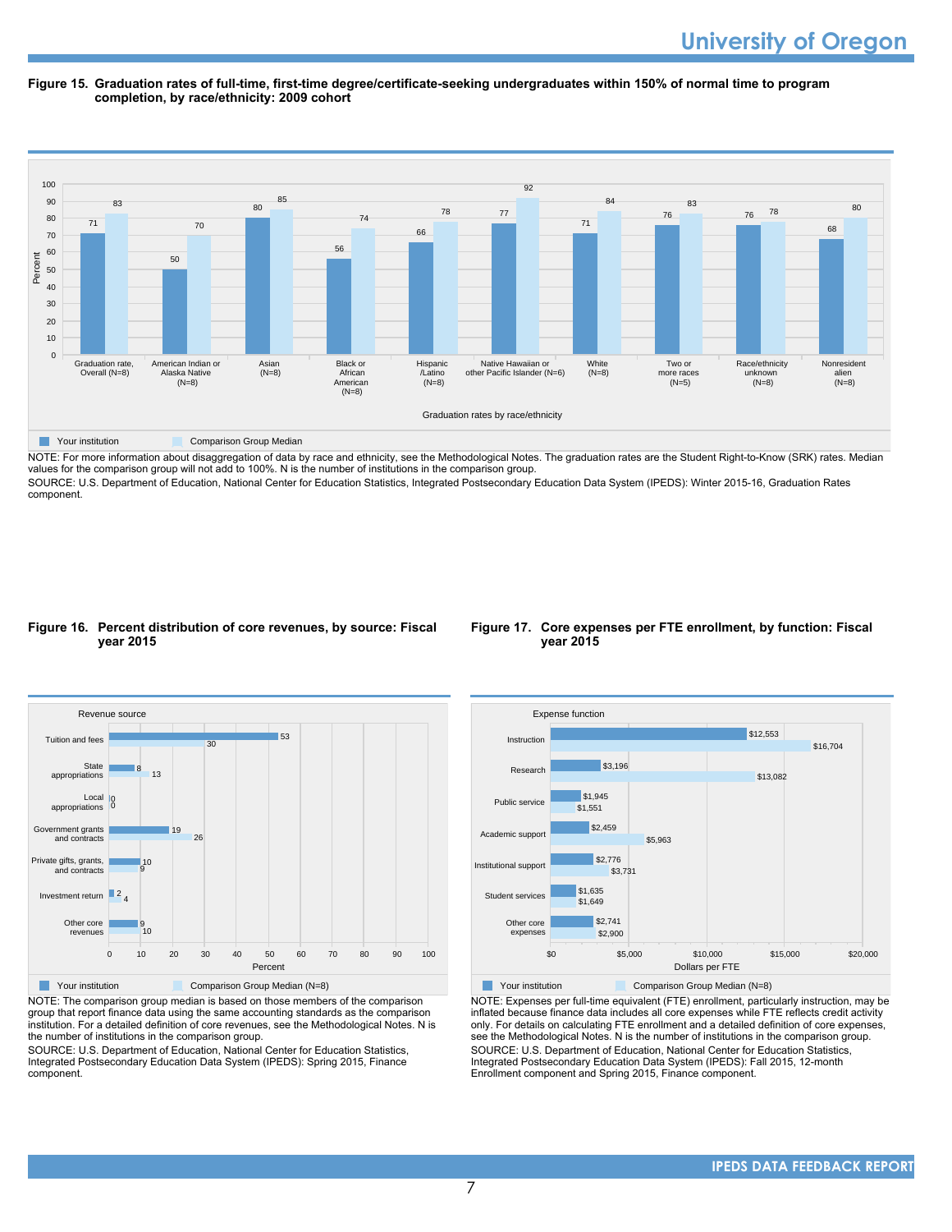**Figure 15. Graduation rates of full-time, first-time degree/certificate-seeking undergraduates within 150% of normal time to program completion, by race/ethnicity: 2009 cohort**

| Graduation rates by race/ethnicity | Your institution | Comparison Group Median |
|---|---|---|
| Graduation rate, Overall (N=8) | 71 | 83 |
| American Indian or Alaska Native (N=8) | 50 | 70 |
| Asian (N=8) | 80 | 85 |
| Black or African American (N=8) | 56 | 74 |
| Hispanic /Latino (N=8) | 66 | 78 |
| Native Hawaiian or other Pacific Islander (N=6) | 77 | 92 |
| White (N=8) | 71 | 84 |
| Two or more races (N=5) | 76 | 83 |
| Race/ethnicity unknown (N=8) | 76 | 78 |
| Nonresident alien (N=8) | 68 | 80 |

NOTE: For more information about disaggregation of data by race and ethnicity, see the Methodological Notes. The graduation rates are the Student Right-to-Know (SRK) rates. Median values for the comparison group will not add to 100%. N is the number of institutions in the comparison group.

SOURCE: U.S. Department of Education, National Center for Education Statistics, Integrated Postsecondary Education Data System (IPEDS): Winter 2015-16, Graduation Rates component.

**Figure 16. Percent distribution of core revenues, by source: Fiscal year 2015**

| Revenue source | Your institution | Comparison Group Median (N=8) |
|---|---|---|
| Tuition and fees | 53 | 30 |
| State appropriations | 8 | 13 |
| Local appropriations | 0 | 0 |
| Government grants and contracts | 19 | 26 |
| Private gifts, grants, and contracts | 10 | 9 |
| Investment return | 2 | 4 |
| Other core revenues | 9 | 10 |

NOTE: The comparison group median is based on those members of the comparison group that report finance data using the same accounting standards as the comparison institution. For a detailed definition of core revenues, see the Methodological Notes. N is the number of institutions in the comparison group.

SOURCE: U.S. Department of Education, National Center for Education Statistics, Integrated Postsecondary Education Data System (IPEDS): Spring 2015, Finance component.

**Figure 17. Core expenses per FTE enrollment, by function: Fiscal year 2015**

| Expense function | Your institution | Comparison Group Median (N=8) |
|---|---|---|
| Instruction | $12,553 | $16,704 |
| Research | $3,196 | $13,082 |
| Public service | $1,945 | $1,551 |
| Academic support | $2,459 | $5,963 |
| Institutional support | $2,776 | $3,731 |
| Student services | $1,635 | $1,649 |
| Other core expenses | $2,741 | $2,900 |

NOTE: Expenses per full-time equivalent (FTE) enrollment, particularly instruction, may be inflated because finance data includes all core expenses while FTE reflects credit activity only. For details on calculating FTE enrollment and a detailed definition of core expenses, see the Methodological Notes. N is the number of institutions in the comparison group.

SOURCE: U.S. Department of Education, National Center for Education Statistics, Integrated Postsecondary Education Data System (IPEDS): Fall 2015, 12-month Enrollment component and Spring 2015, Finance component.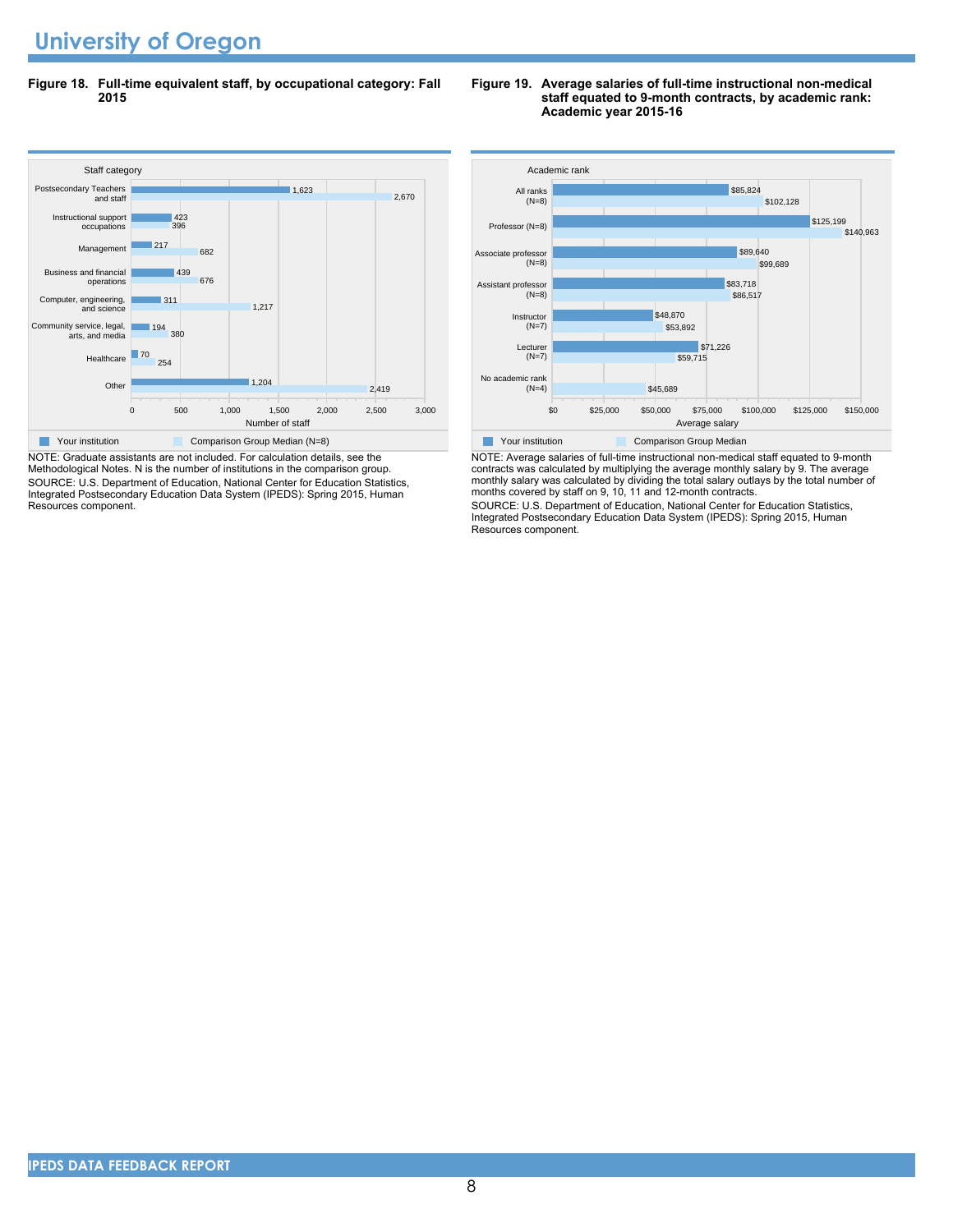# University of Oregon

**Figure 18. Full-time equivalent staff, by occupational category: Fall 2015**

| Staff category | Your institution | Comparison Group Median (N=8) |
| --- | --- | --- |
| Postsecondary Teachers and staff | 1,623 | 2,670 |
| Instructional support occupations | 423 | 396 |
| Management | 217 | 682 |
| Business and financial operations | 439 | 676 |
| Computer, engineering, and science | 311 | 1,217 |
| Community service, legal, arts, and media | 194 | 380 |
| Healthcare | 70 | 254 |
| Other | 1,204 | 2,419 |

NOTE: Graduate assistants are not included. For calculation details, see the Methodological Notes. N is the number of institutions in the comparison group.
SOURCE: U.S. Department of Education, National Center for Education Statistics, Integrated Postsecondary Education Data System (IPEDS): Spring 2015, Human Resources component.

**Figure 19. Average salaries of full-time instructional non-medical staff equated to 9-month contracts, by academic rank: Academic year 2015-16**

| Academic rank | Your institution | Comparison Group Median |
| --- | --- | --- |
| All ranks (N=8) | $85,824 | $102,128 |
| Professor (N=8) | $125,199 | $140,963 |
| Associate professor (N=8) | $89,640 | $99,689 |
| Assistant professor (N=8) | $83,718 | $86,517 |
| Instructor (N=7) | $48,870 | $53,892 |
| Lecturer (N=7) | $71,226 | $59,715 |
| No academic rank (N=4) | | $45,689 |

NOTE: Average salaries of full-time instructional non-medical staff equated to 9-month contracts was calculated by multiplying the average monthly salary by 9. The average monthly salary was calculated by dividing the total salary outlays by the total number of months covered by staff on 9, 10, 11 and 12-month contracts.
SOURCE: U.S. Department of Education, National Center for Education Statistics, Integrated Postsecondary Education Data System (IPEDS): Spring 2015, Human Resources component.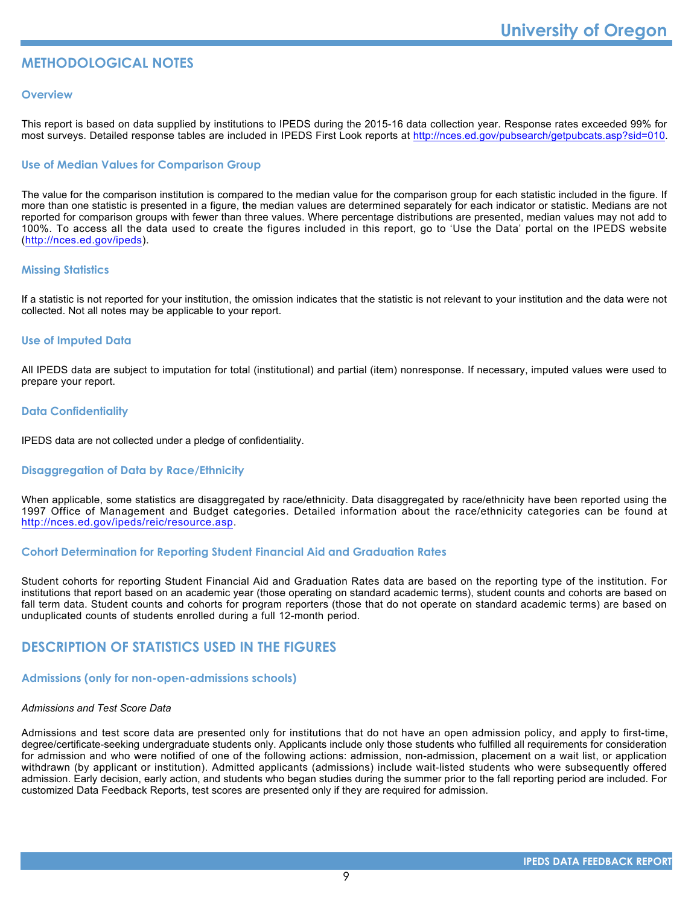## METHODOLOGICAL NOTES

### Overview

This report is based on data supplied by institutions to IPEDS during the 2015-16 data collection year. Response rates exceeded 99% for most surveys. Detailed response tables are included in IPEDS First Look reports at http://nces.ed.gov/pubsearch/getpubcats.asp?sid=010.

### Use of Median Values for Comparison Group

The value for the comparison institution is compared to the median value for the comparison group for each statistic included in the figure. If more than one statistic is presented in a figure, the median values are determined separately for each indicator or statistic. Medians are not reported for comparison groups with fewer than three values. Where percentage distributions are presented, median values may not add to 100%. To access all the data used to create the figures included in this report, go to 'Use the Data' portal on the IPEDS website (http://nces.ed.gov/ipeds).

### Missing Statistics

If a statistic is not reported for your institution, the omission indicates that the statistic is not relevant to your institution and the data were not collected. Not all notes may be applicable to your report.

### Use of Imputed Data

All IPEDS data are subject to imputation for total (institutional) and partial (item) nonresponse. If necessary, imputed values were used to prepare your report.

### Data Confidentiality

IPEDS data are not collected under a pledge of confidentiality.

### Disaggregation of Data by Race/Ethnicity

When applicable, some statistics are disaggregated by race/ethnicity. Data disaggregated by race/ethnicity have been reported using the 1997 Office of Management and Budget categories. Detailed information about the race/ethnicity categories can be found at http://nces.ed.gov/ipeds/reic/resource.asp.

### Cohort Determination for Reporting Student Financial Aid and Graduation Rates

Student cohorts for reporting Student Financial Aid and Graduation Rates data are based on the reporting type of the institution. For institutions that report based on an academic year (those operating on standard academic terms), student counts and cohorts are based on fall term data. Student counts and cohorts for program reporters (those that do not operate on standard academic terms) are based on unduplicated counts of students enrolled during a full 12-month period.

## DESCRIPTION OF STATISTICS USED IN THE FIGURES

### Admissions (only for non-open-admissions schools)

*Admissions and Test Score Data*

Admissions and test score data are presented only for institutions that do not have an open admission policy, and apply to first-time, degree/certificate-seeking undergraduate students only. Applicants include only those students who fulfilled all requirements for consideration for admission and who were notified of one of the following actions: admission, non-admission, placement on a wait list, or application withdrawn (by applicant or institution). Admitted applicants (admissions) include wait-listed students who were subsequently offered admission. Early decision, early action, and students who began studies during the summer prior to the fall reporting period are included. For customized Data Feedback Reports, test scores are presented only if they are required for admission.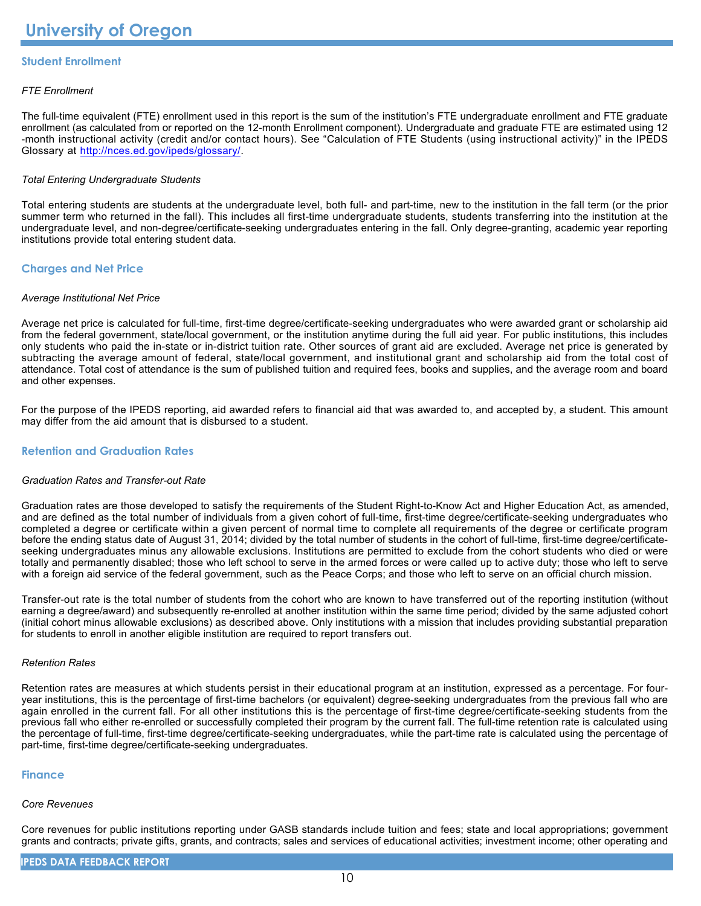# University of Oregon

## Student Enrollment

### *FTE Enrollment*

The full-time equivalent (FTE) enrollment used in this report is the sum of the institution's FTE undergraduate enrollment and FTE graduate enrollment (as calculated from or reported on the 12-month Enrollment component). Undergraduate and graduate FTE are estimated using 12 -month instructional activity (credit and/or contact hours). See "Calculation of FTE Students (using instructional activity)" in the IPEDS Glossary at http://nces.ed.gov/ipeds/glossary/.

### *Total Entering Undergraduate Students*

Total entering students are students at the undergraduate level, both full- and part-time, new to the institution in the fall term (or the prior summer term who returned in the fall). This includes all first-time undergraduate students, students transferring into the institution at the undergraduate level, and non-degree/certificate-seeking undergraduates entering in the fall. Only degree-granting, academic year reporting institutions provide total entering student data.

## Charges and Net Price

### *Average Institutional Net Price*

Average net price is calculated for full-time, first-time degree/certificate-seeking undergraduates who were awarded grant or scholarship aid from the federal government, state/local government, or the institution anytime during the full aid year. For public institutions, this includes only students who paid the in-state or in-district tuition rate. Other sources of grant aid are excluded. Average net price is generated by subtracting the average amount of federal, state/local government, and institutional grant and scholarship aid from the total cost of attendance. Total cost of attendance is the sum of published tuition and required fees, books and supplies, and the average room and board and other expenses.

For the purpose of the IPEDS reporting, aid awarded refers to financial aid that was awarded to, and accepted by, a student. This amount may differ from the aid amount that is disbursed to a student.

## Retention and Graduation Rates

### *Graduation Rates and Transfer-out Rate*

Graduation rates are those developed to satisfy the requirements of the Student Right-to-Know Act and Higher Education Act, as amended, and are defined as the total number of individuals from a given cohort of full-time, first-time degree/certificate-seeking undergraduates who completed a degree or certificate within a given percent of normal time to complete all requirements of the degree or certificate program before the ending status date of August 31, 2014; divided by the total number of students in the cohort of full-time, first-time degree/certificate-seeking undergraduates minus any allowable exclusions. Institutions are permitted to exclude from the cohort students who died or were totally and permanently disabled; those who left school to serve in the armed forces or were called up to active duty; those who left to serve with a foreign aid service of the federal government, such as the Peace Corps; and those who left to serve on an official church mission.

Transfer-out rate is the total number of students from the cohort who are known to have transferred out of the reporting institution (without earning a degree/award) and subsequently re-enrolled at another institution within the same time period; divided by the same adjusted cohort (initial cohort minus allowable exclusions) as described above. Only institutions with a mission that includes providing substantial preparation for students to enroll in another eligible institution are required to report transfers out.

### *Retention Rates*

Retention rates are measures at which students persist in their educational program at an institution, expressed as a percentage. For four-year institutions, this is the percentage of first-time bachelors (or equivalent) degree-seeking undergraduates from the previous fall who are again enrolled in the current fall. For all other institutions this is the percentage of first-time degree/certificate-seeking students from the previous fall who either re-enrolled or successfully completed their program by the current fall. The full-time retention rate is calculated using the percentage of full-time, first-time degree/certificate-seeking undergraduates, while the part-time rate is calculated using the percentage of part-time, first-time degree/certificate-seeking undergraduates.

## Finance

### *Core Revenues*

Core revenues for public institutions reporting under GASB standards include tuition and fees; state and local appropriations; government grants and contracts; private gifts, grants, and contracts; sales and services of educational activities; investment income; other operating and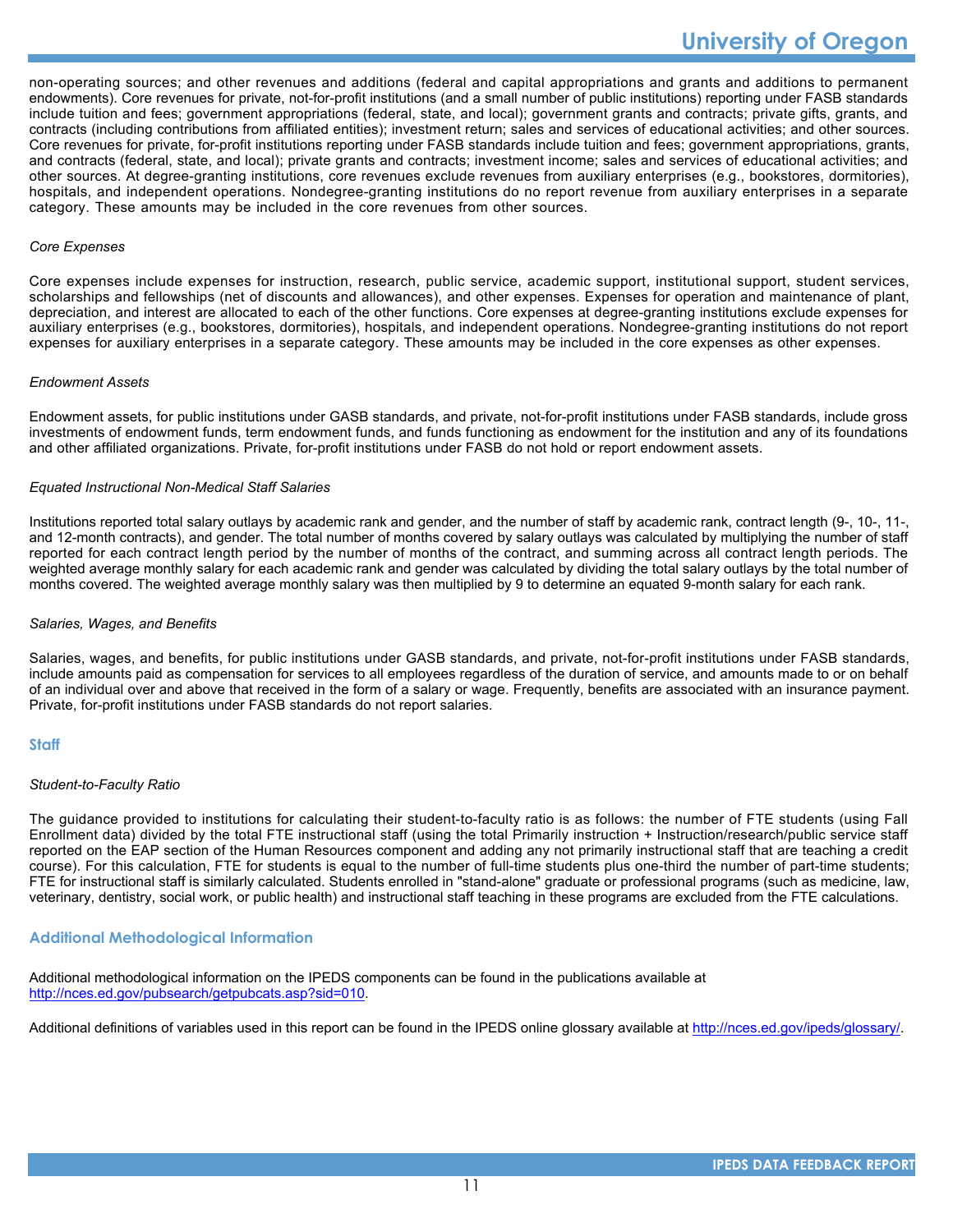non-operating sources; and other revenues and additions (federal and capital appropriations and grants and additions to permanent endowments). Core revenues for private, not-for-profit institutions (and a small number of public institutions) reporting under FASB standards include tuition and fees; government appropriations (federal, state, and local); government grants and contracts; private gifts, grants, and contracts (including contributions from affiliated entities); investment return; sales and services of educational activities; and other sources. Core revenues for private, for-profit institutions reporting under FASB standards include tuition and fees; government appropriations, grants, and contracts (federal, state, and local); private grants and contracts; investment income; sales and services of educational activities; and other sources. At degree-granting institutions, core revenues exclude revenues from auxiliary enterprises (e.g., bookstores, dormitories), hospitals, and independent operations. Nondegree-granting institutions do no report revenue from auxiliary enterprises in a separate category. These amounts may be included in the core revenues from other sources.

*Core Expenses*

Core expenses include expenses for instruction, research, public service, academic support, institutional support, student services, scholarships and fellowships (net of discounts and allowances), and other expenses. Expenses for operation and maintenance of plant, depreciation, and interest are allocated to each of the other functions. Core expenses at degree-granting institutions exclude expenses for auxiliary enterprises (e.g., bookstores, dormitories), hospitals, and independent operations. Nondegree-granting institutions do not report expenses for auxiliary enterprises in a separate category. These amounts may be included in the core expenses as other expenses.

*Endowment Assets*

Endowment assets, for public institutions under GASB standards, and private, not-for-profit institutions under FASB standards, include gross investments of endowment funds, term endowment funds, and funds functioning as endowment for the institution and any of its foundations and other affiliated organizations. Private, for-profit institutions under FASB do not hold or report endowment assets.

*Equated Instructional Non-Medical Staff Salaries*

Institutions reported total salary outlays by academic rank and gender, and the number of staff by academic rank, contract length (9-, 10-, 11-, and 12-month contracts), and gender. The total number of months covered by salary outlays was calculated by multiplying the number of staff reported for each contract length period by the number of months of the contract, and summing across all contract length periods. The weighted average monthly salary for each academic rank and gender was calculated by dividing the total salary outlays by the total number of months covered. The weighted average monthly salary was then multiplied by 9 to determine an equated 9-month salary for each rank.

*Salaries, Wages, and Benefits*

Salaries, wages, and benefits, for public institutions under GASB standards, and private, not-for-profit institutions under FASB standards, include amounts paid as compensation for services to all employees regardless of the duration of service, and amounts made to or on behalf of an individual over and above that received in the form of a salary or wage. Frequently, benefits are associated with an insurance payment. Private, for-profit institutions under FASB standards do not report salaries.

## Staff

*Student-to-Faculty Ratio*

The guidance provided to institutions for calculating their student-to-faculty ratio is as follows: the number of FTE students (using Fall Enrollment data) divided by the total FTE instructional staff (using the total Primarily instruction + Instruction/research/public service staff reported on the EAP section of the Human Resources component and adding any not primarily instructional staff that are teaching a credit course). For this calculation, FTE for students is equal to the number of full-time students plus one-third the number of part-time students; FTE for instructional staff is similarly calculated. Students enrolled in "stand-alone" graduate or professional programs (such as medicine, law, veterinary, dentistry, social work, or public health) and instructional staff teaching in these programs are excluded from the FTE calculations.

## Additional Methodological Information

Additional methodological information on the IPEDS components can be found in the publications available at http://nces.ed.gov/pubsearch/getpubcats.asp?sid=010.

Additional definitions of variables used in this report can be found in the IPEDS online glossary available at http://nces.ed.gov/ipeds/glossary/.